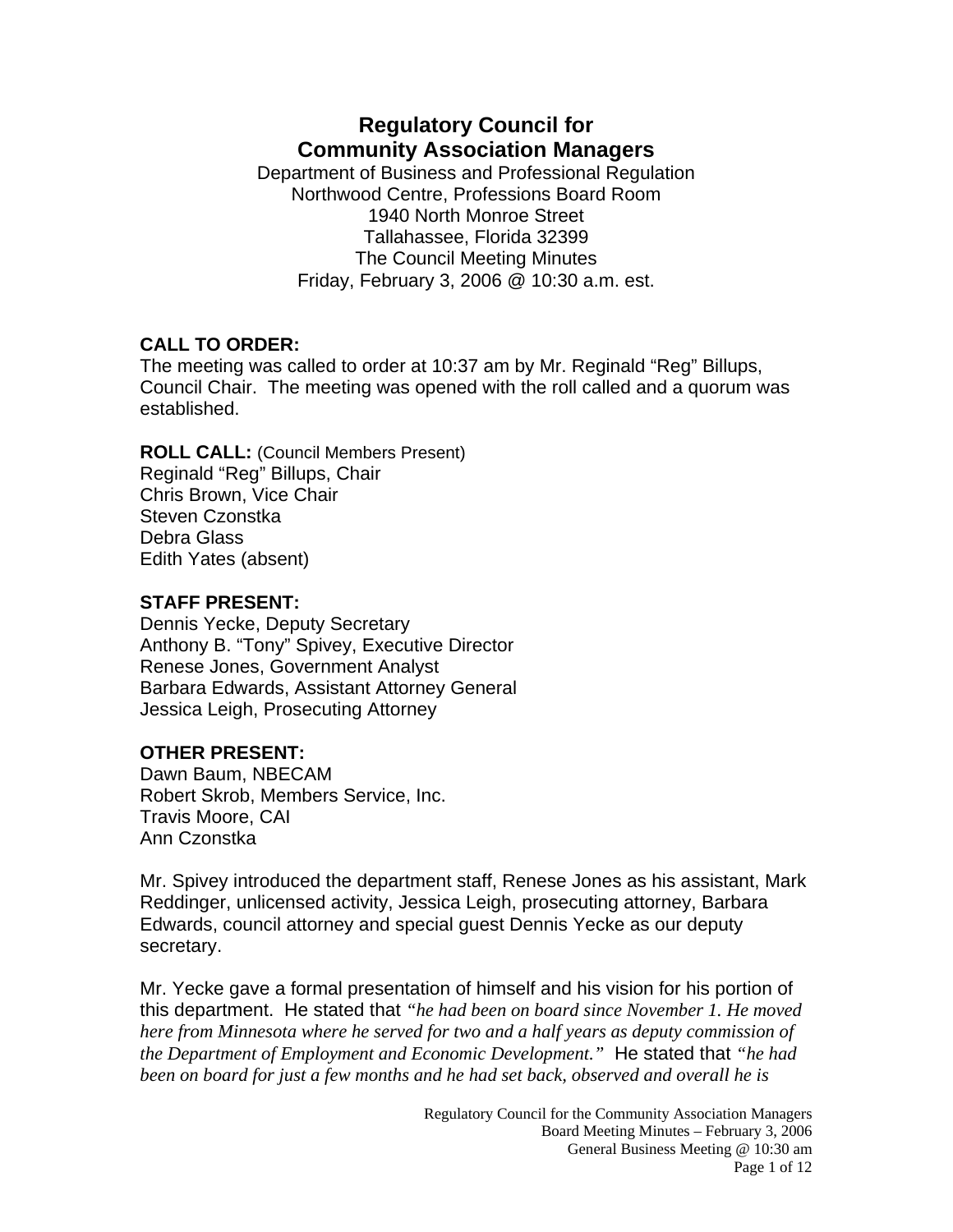# Regulatory Council for Community Association Managers

Department of Business and Professional Regulation
Northwood Centre, Professions Board Room
1940 North Monroe Street
Tallahassee, Florida 32399
The Council Meeting Minutes
Friday, February 3, 2006 @ 10:30 a.m. est.

**CALL TO ORDER:**
The meeting was called to order at 10:37 am by Mr. Reginald "Reg" Billups, Council Chair. The meeting was opened with the roll called and a quorum was established.

**ROLL CALL:** (Council Members Present)
Reginald "Reg" Billups, Chair
Chris Brown, Vice Chair
Steven Czonstka
Debra Glass
Edith Yates (absent)

**STAFF PRESENT:**
Dennis Yecke, Deputy Secretary
Anthony B. "Tony" Spivey, Executive Director
Renese Jones, Government Analyst
Barbara Edwards, Assistant Attorney General
Jessica Leigh, Prosecuting Attorney

**OTHER PRESENT:**
Dawn Baum, NBECAM
Robert Skrob, Members Service, Inc.
Travis Moore, CAI
Ann Czonstka

Mr. Spivey introduced the department staff, Renese Jones as his assistant, Mark Reddinger, unlicensed activity, Jessica Leigh, prosecuting attorney, Barbara Edwards, council attorney and special guest Dennis Yecke as our deputy secretary.

Mr. Yecke gave a formal presentation of himself and his vision for his portion of this department. He stated that *"he had been on board since November 1. He moved here from Minnesota where he served for two and a half years as deputy commission of the Department of Employment and Economic Development."* He stated that *"he had been on board for just a few months and he had set back, observed and overall he is*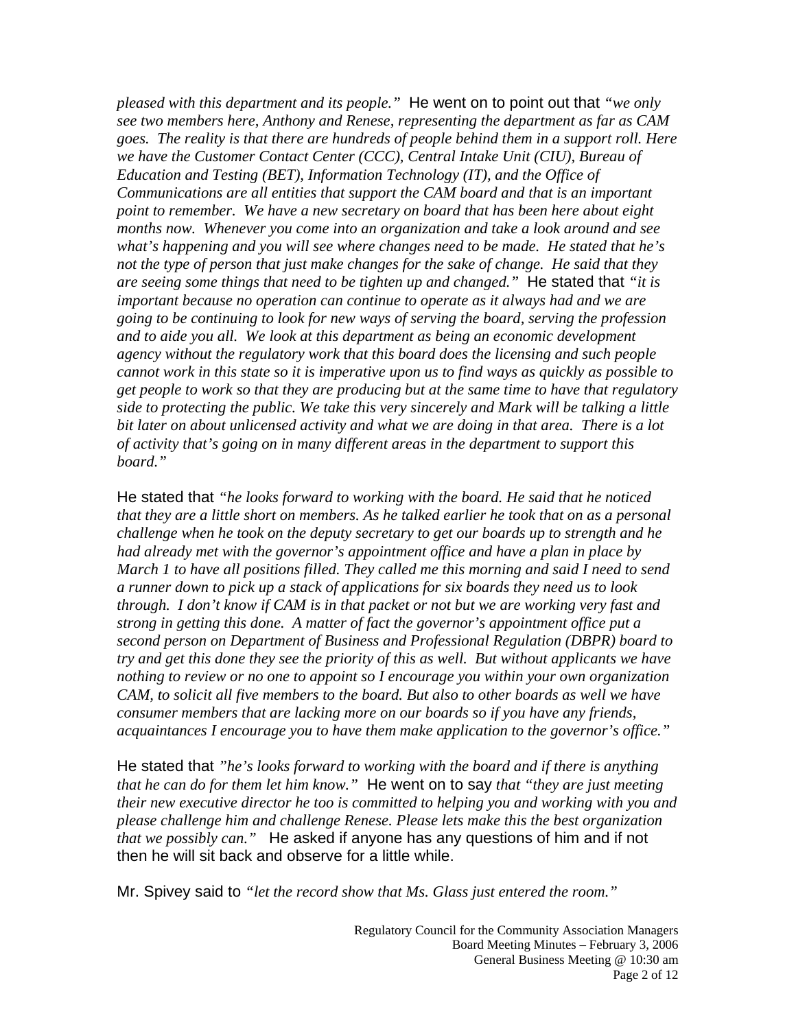*pleased with this department and its people."* He went on to point out that *"we only see two members here, Anthony and Renese, representing the department as far as CAM goes. The reality is that there are hundreds of people behind them in a support roll. Here we have the Customer Contact Center (CCC), Central Intake Unit (CIU), Bureau of Education and Testing (BET), Information Technology (IT), and the Office of Communications are all entities that support the CAM board and that is an important point to remember. We have a new secretary on board that has been here about eight months now. Whenever you come into an organization and take a look around and see what's happening and you will see where changes need to be made. He stated that he's not the type of person that just make changes for the sake of change. He said that they are seeing some things that need to be tighten up and changed."* He stated that *"it is important because no operation can continue to operate as it always had and we are going to be continuing to look for new ways of serving the board, serving the profession and to aide you all. We look at this department as being an economic development agency without the regulatory work that this board does the licensing and such people cannot work in this state so it is imperative upon us to find ways as quickly as possible to get people to work so that they are producing but at the same time to have that regulatory side to protecting the public. We take this very sincerely and Mark will be talking a little bit later on about unlicensed activity and what we are doing in that area. There is a lot of activity that's going on in many different areas in the department to support this board."*

He stated that *"he looks forward to working with the board. He said that he noticed that they are a little short on members. As he talked earlier he took that on as a personal challenge when he took on the deputy secretary to get our boards up to strength and he had already met with the governor's appointment office and have a plan in place by March 1 to have all positions filled. They called me this morning and said I need to send a runner down to pick up a stack of applications for six boards they need us to look through. I don't know if CAM is in that packet or not but we are working very fast and strong in getting this done. A matter of fact the governor's appointment office put a second person on Department of Business and Professional Regulation (DBPR) board to try and get this done they see the priority of this as well. But without applicants we have nothing to review or no one to appoint so I encourage you within your own organization CAM, to solicit all five members to the board. But also to other boards as well we have consumer members that are lacking more on our boards so if you have any friends, acquaintances I encourage you to have them make application to the governor's office."*

He stated that *"he's looks forward to working with the board and if there is anything that he can do for them let him know."* He went on to say *that "they are just meeting their new executive director he too is committed to helping you and working with you and please challenge him and challenge Renese. Please lets make this the best organization that we possibly can."* He asked if anyone has any questions of him and if not then he will sit back and observe for a little while.

Mr. Spivey said to *"let the record show that Ms. Glass just entered the room."*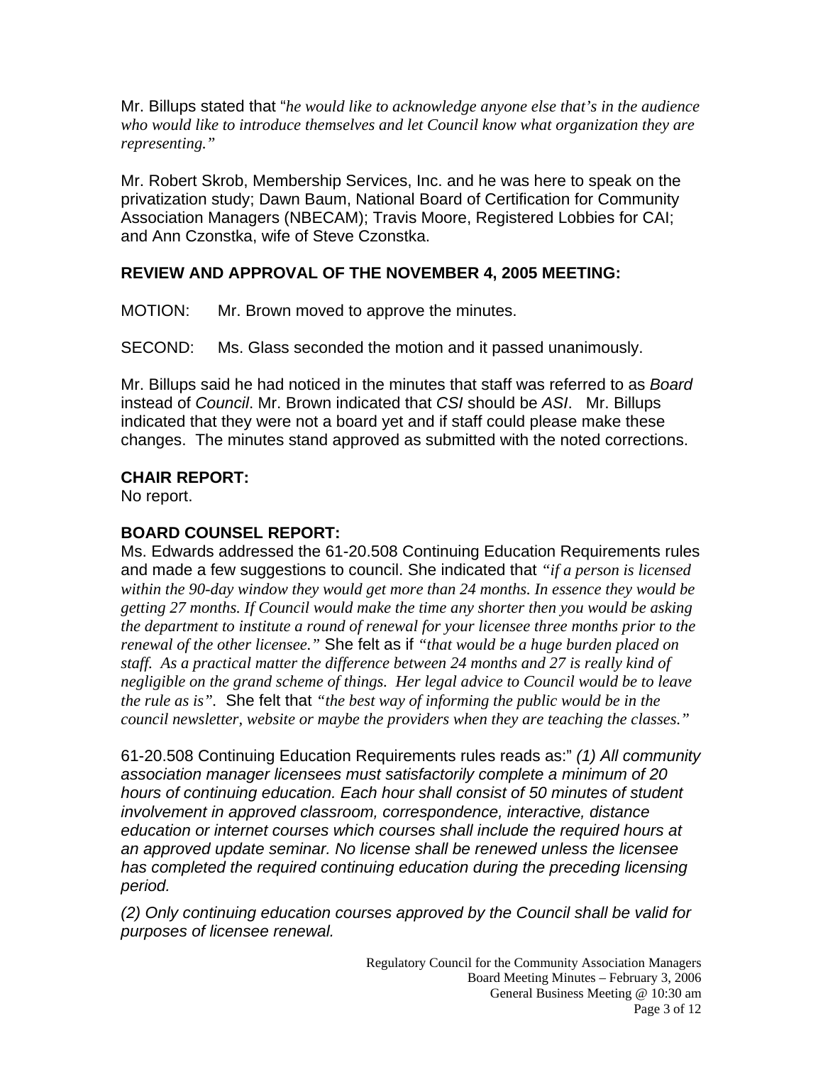Mr. Billups stated that "*he would like to acknowledge anyone else that's in the audience who would like to introduce themselves and let Council know what organization they are representing.*"

Mr. Robert Skrob, Membership Services, Inc. and he was here to speak on the privatization study; Dawn Baum, National Board of Certification for Community Association Managers (NBECAM); Travis Moore, Registered Lobbies for CAI; and Ann Czonstka, wife of Steve Czonstka.

## REVIEW AND APPROVAL OF THE NOVEMBER 4, 2005 MEETING:

MOTION: Mr. Brown moved to approve the minutes.

SECOND: Ms. Glass seconded the motion and it passed unanimously.

Mr. Billups said he had noticed in the minutes that staff was referred to as *Board* instead of *Council*. Mr. Brown indicated that *CSI* should be *ASI*. Mr. Billups indicated that they were not a board yet and if staff could please make these changes. The minutes stand approved as submitted with the noted corrections.

## CHAIR REPORT:

No report.

## BOARD COUNSEL REPORT:

Ms. Edwards addressed the 61-20.508 Continuing Education Requirements rules and made a few suggestions to council. She indicated that *"if a person is licensed within the 90-day window they would get more than 24 months. In essence they would be getting 27 months. If Council would make the time any shorter then you would be asking the department to institute a round of renewal for your licensee three months prior to the renewal of the other licensee."* She felt as if *"that would be a huge burden placed on staff. As a practical matter the difference between 24 months and 27 is really kind of negligible on the grand scheme of things. Her legal advice to Council would be to leave the rule as is"*. She felt that *"the best way of informing the public would be in the council newsletter, website or maybe the providers when they are teaching the classes."*

61-20.508 Continuing Education Requirements rules reads as:" *(1) All community association manager licensees must satisfactorily complete a minimum of 20 hours of continuing education. Each hour shall consist of 50 minutes of student involvement in approved classroom, correspondence, interactive, distance education or internet courses which courses shall include the required hours at an approved update seminar. No license shall be renewed unless the licensee has completed the required continuing education during the preceding licensing period.*

*(2) Only continuing education courses approved by the Council shall be valid for purposes of licensee renewal.*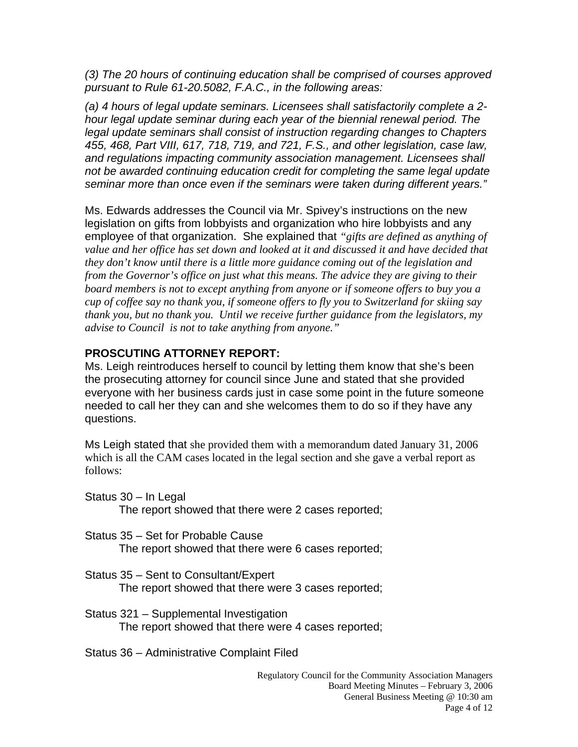*(3) The 20 hours of continuing education shall be comprised of courses approved pursuant to Rule 61-20.5082, F.A.C., in the following areas:*

*(a) 4 hours of legal update seminars. Licensees shall satisfactorily complete a 2-hour legal update seminar during each year of the biennial renewal period. The legal update seminars shall consist of instruction regarding changes to Chapters 455, 468, Part VIII, 617, 718, 719, and 721, F.S., and other legislation, case law, and regulations impacting community association management. Licensees shall not be awarded continuing education credit for completing the same legal update seminar more than once even if the seminars were taken during different years."*

Ms. Edwards addresses the Council via Mr. Spivey's instructions on the new legislation on gifts from lobbyists and organization who hire lobbyists and any employee of that organization. She explained that *"gifts are defined as anything of value and her office has set down and looked at it and discussed it and have decided that they don't know until there is a little more guidance coming out of the legislation and from the Governor's office on just what this means. The advice they are giving to their board members is not to except anything from anyone or if someone offers to buy you a cup of coffee say no thank you, if someone offers to fly you to Switzerland for skiing say thank you, but no thank you. Until we receive further guidance from the legislators, my advise to Council is not to take anything from anyone."*

## PROSCUTING ATTORNEY REPORT:

Ms. Leigh reintroduces herself to council by letting them know that she's been the prosecuting attorney for council since June and stated that she provided everyone with her business cards just in case some point in the future someone needed to call her they can and she welcomes them to do so if they have any questions.

Ms Leigh stated that she provided them with a memorandum dated January 31, 2006 which is all the CAM cases located in the legal section and she gave a verbal report as follows:

Status 30 – In Legal
The report showed that there were 2 cases reported;

Status 35 – Set for Probable Cause
The report showed that there were 6 cases reported;

Status 35 – Sent to Consultant/Expert
The report showed that there were 3 cases reported;

Status 321 – Supplemental Investigation
The report showed that there were 4 cases reported;

Status 36 – Administrative Complaint Filed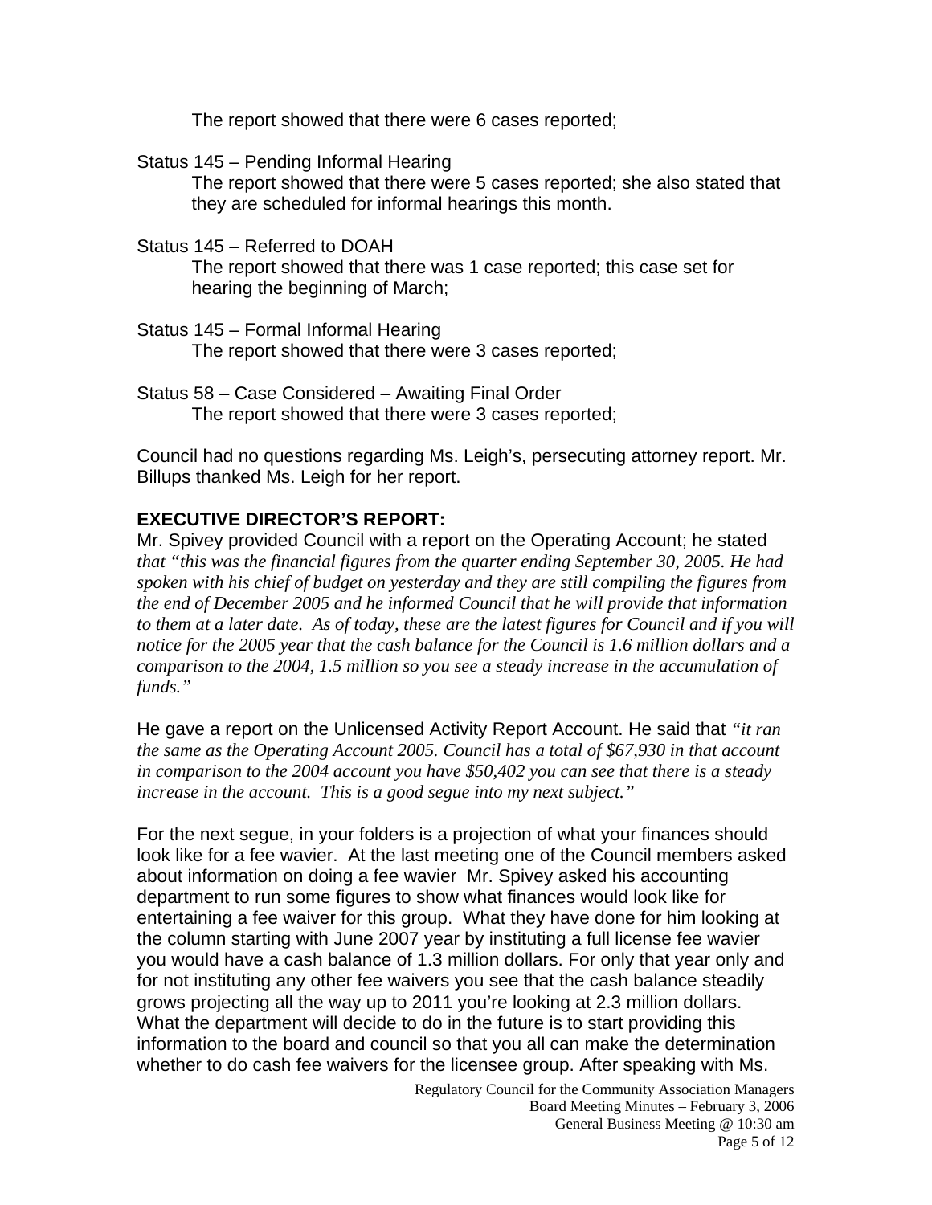The report showed that there were 6 cases reported;

Status 145 – Pending Informal Hearing
The report showed that there were 5 cases reported; she also stated that they are scheduled for informal hearings this month.

Status 145 – Referred to DOAH
The report showed that there was 1 case reported; this case set for hearing the beginning of March;

Status 145 – Formal Informal Hearing
The report showed that there were 3 cases reported;

Status 58 – Case Considered – Awaiting Final Order
The report showed that there were 3 cases reported;

Council had no questions regarding Ms. Leigh's, persecuting attorney report. Mr. Billups thanked Ms. Leigh for her report.

**EXECUTIVE DIRECTOR'S REPORT:**
Mr. Spivey provided Council with a report on the Operating Account; he stated *that "this was the financial figures from the quarter ending September 30, 2005. He had spoken with his chief of budget on yesterday and they are still compiling the figures from the end of December 2005 and he informed Council that he will provide that information to them at a later date. As of today, these are the latest figures for Council and if you will notice for the 2005 year that the cash balance for the Council is 1.6 million dollars and a comparison to the 2004, 1.5 million so you see a steady increase in the accumulation of funds."*

He gave a report on the Unlicensed Activity Report Account. He said that *"it ran the same as the Operating Account 2005. Council has a total of $67,930 in that account in comparison to the 2004 account you have $50,402 you can see that there is a steady increase in the account. This is a good segue into my next subject."*

For the next segue, in your folders is a projection of what your finances should look like for a fee wavier. At the last meeting one of the Council members asked about information on doing a fee wavier Mr. Spivey asked his accounting department to run some figures to show what finances would look like for entertaining a fee waiver for this group. What they have done for him looking at the column starting with June 2007 year by instituting a full license fee wavier you would have a cash balance of 1.3 million dollars. For only that year only and for not instituting any other fee waivers you see that the cash balance steadily grows projecting all the way up to 2011 you're looking at 2.3 million dollars. What the department will decide to do in the future is to start providing this information to the board and council so that you all can make the determination whether to do cash fee waivers for the licensee group. After speaking with Ms.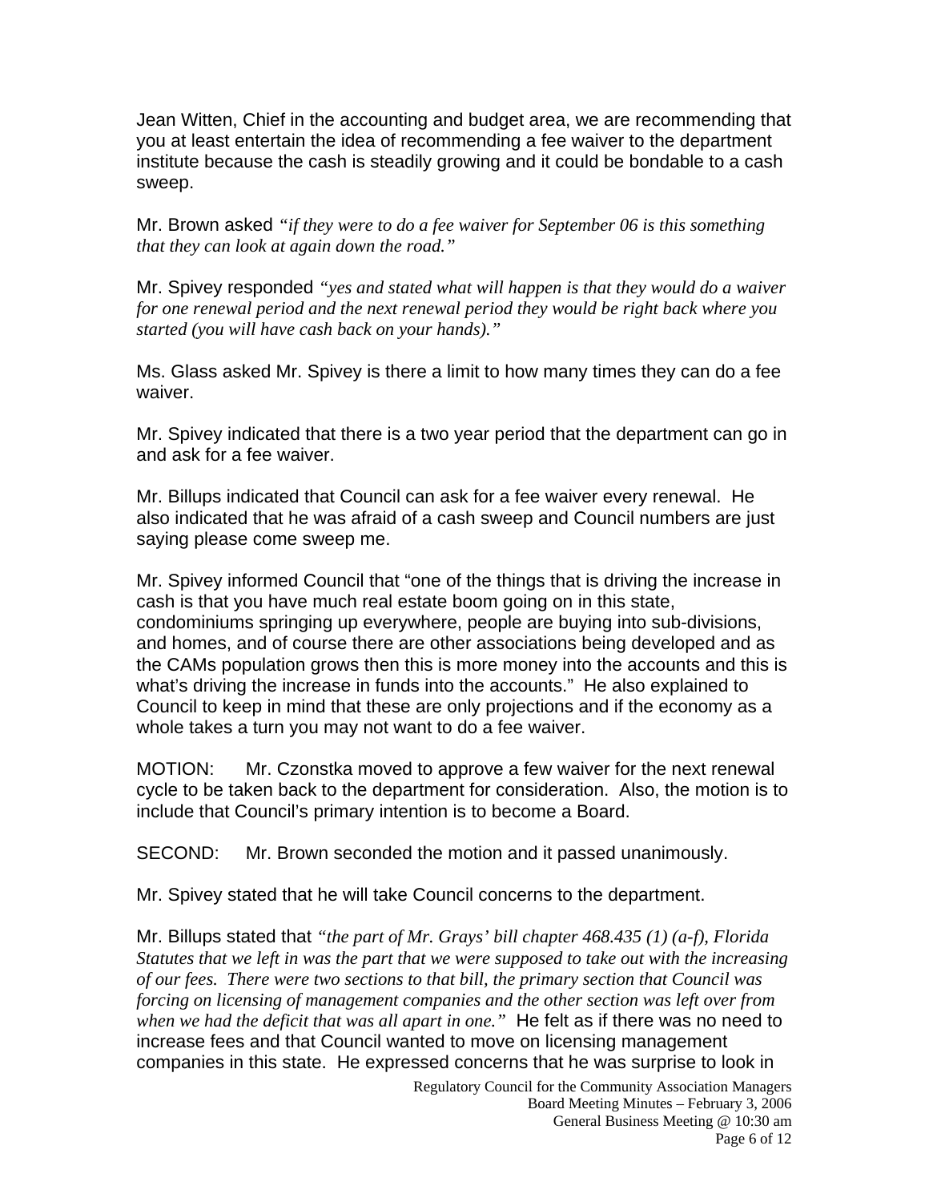Jean Witten, Chief in the accounting and budget area, we are recommending that you at least entertain the idea of recommending a fee waiver to the department institute because the cash is steadily growing and it could be bondable to a cash sweep.

Mr. Brown asked *"if they were to do a fee waiver for September 06 is this something that they can look at again down the road."*

Mr. Spivey responded *"yes and stated what will happen is that they would do a waiver for one renewal period and the next renewal period they would be right back where you started (you will have cash back on your hands)."*

Ms. Glass asked Mr. Spivey is there a limit to how many times they can do a fee waiver.

Mr. Spivey indicated that there is a two year period that the department can go in and ask for a fee waiver.

Mr. Billups indicated that Council can ask for a fee waiver every renewal. He also indicated that he was afraid of a cash sweep and Council numbers are just saying please come sweep me.

Mr. Spivey informed Council that "one of the things that is driving the increase in cash is that you have much real estate boom going on in this state, condominiums springing up everywhere, people are buying into sub-divisions, and homes, and of course there are other associations being developed and as the CAMs population grows then this is more money into the accounts and this is what's driving the increase in funds into the accounts." He also explained to Council to keep in mind that these are only projections and if the economy as a whole takes a turn you may not want to do a fee waiver.

MOTION: Mr. Czonstka moved to approve a few waiver for the next renewal cycle to be taken back to the department for consideration. Also, the motion is to include that Council's primary intention is to become a Board.

SECOND: Mr. Brown seconded the motion and it passed unanimously.

Mr. Spivey stated that he will take Council concerns to the department.

Mr. Billups stated that *"the part of Mr. Grays' bill chapter 468.435 (1) (a-f), Florida Statutes that we left in was the part that we were supposed to take out with the increasing of our fees. There were two sections to that bill, the primary section that Council was forcing on licensing of management companies and the other section was left over from when we had the deficit that was all apart in one."* He felt as if there was no need to increase fees and that Council wanted to move on licensing management companies in this state. He expressed concerns that he was surprise to look in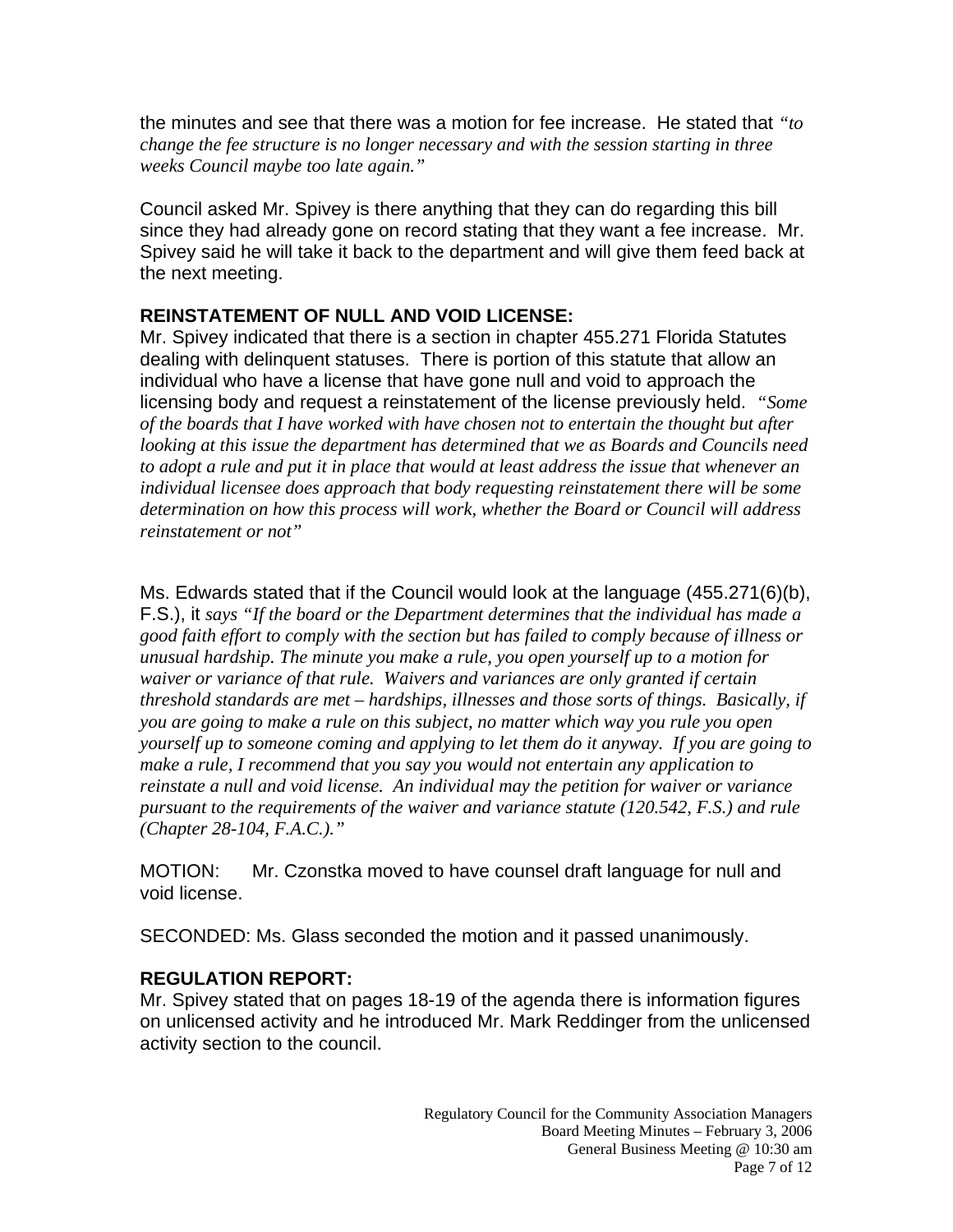the minutes and see that there was a motion for fee increase. He stated that *"to change the fee structure is no longer necessary and with the session starting in three weeks Council maybe too late again."*

Council asked Mr. Spivey is there anything that they can do regarding this bill since they had already gone on record stating that they want a fee increase. Mr. Spivey said he will take it back to the department and will give them feed back at the next meeting.

**REINSTATEMENT OF NULL AND VOID LICENSE:**

Mr. Spivey indicated that there is a section in chapter 455.271 Florida Statutes dealing with delinquent statuses. There is portion of this statute that allow an individual who have a license that have gone null and void to approach the licensing body and request a reinstatement of the license previously held. *"Some of the boards that I have worked with have chosen not to entertain the thought but after looking at this issue the department has determined that we as Boards and Councils need to adopt a rule and put it in place that would at least address the issue that whenever an individual licensee does approach that body requesting reinstatement there will be some determination on how this process will work, whether the Board or Council will address reinstatement or not"*

Ms. Edwards stated that if the Council would look at the language (455.271(6)(b), F.S.), it *says "If the board or the Department determines that the individual has made a good faith effort to comply with the section but has failed to comply because of illness or unusual hardship. The minute you make a rule, you open yourself up to a motion for waiver or variance of that rule. Waivers and variances are only granted if certain threshold standards are met – hardships, illnesses and those sorts of things. Basically, if you are going to make a rule on this subject, no matter which way you rule you open yourself up to someone coming and applying to let them do it anyway. If you are going to make a rule, I recommend that you say you would not entertain any application to reinstate a null and void license. An individual may the petition for waiver or variance pursuant to the requirements of the waiver and variance statute (120.542, F.S.) and rule (Chapter 28-104, F.A.C.)."*

MOTION: Mr. Czonstka moved to have counsel draft language for null and void license.

SECONDED: Ms. Glass seconded the motion and it passed unanimously.

**REGULATION REPORT:**

Mr. Spivey stated that on pages 18-19 of the agenda there is information figures on unlicensed activity and he introduced Mr. Mark Reddinger from the unlicensed activity section to the council.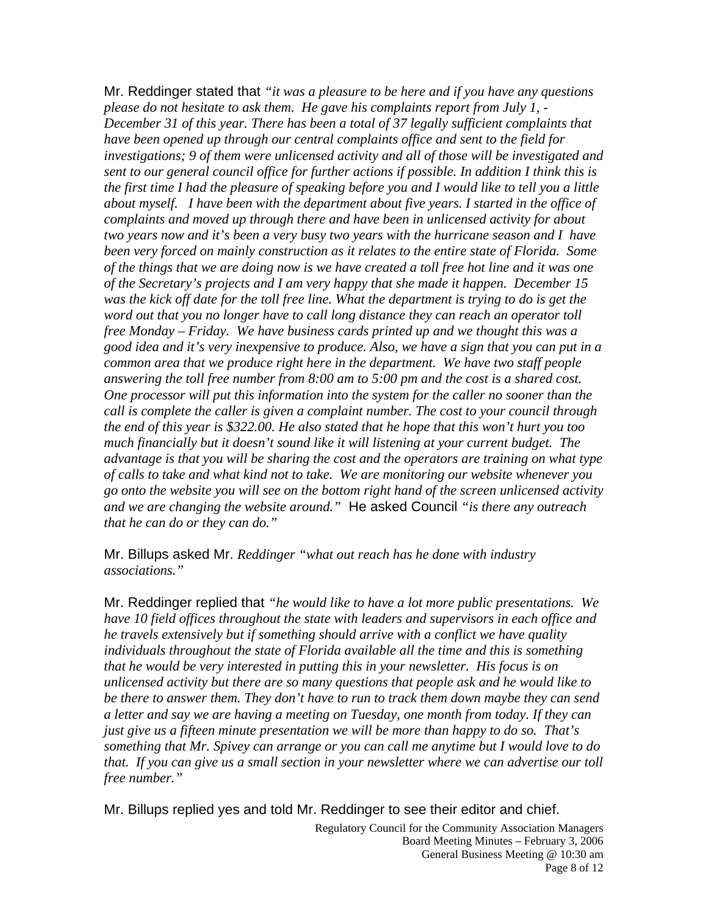Mr. Reddinger stated that *"it was a pleasure to be here and if you have any questions please do not hesitate to ask them. He gave his complaints report from July 1, - December 31 of this year. There has been a total of 37 legally sufficient complaints that have been opened up through our central complaints office and sent to the field for investigations; 9 of them were unlicensed activity and all of those will be investigated and sent to our general council office for further actions if possible. In addition I think this is the first time I had the pleasure of speaking before you and I would like to tell you a little about myself. I have been with the department about five years. I started in the office of complaints and moved up through there and have been in unlicensed activity for about two years now and it's been a very busy two years with the hurricane season and I have been very forced on mainly construction as it relates to the entire state of Florida. Some of the things that we are doing now is we have created a toll free hot line and it was one of the Secretary's projects and I am very happy that she made it happen. December 15 was the kick off date for the toll free line. What the department is trying to do is get the word out that you no longer have to call long distance they can reach an operator toll free Monday – Friday. We have business cards printed up and we thought this was a good idea and it's very inexpensive to produce. Also, we have a sign that you can put in a common area that we produce right here in the department. We have two staff people answering the toll free number from 8:00 am to 5:00 pm and the cost is a shared cost. One processor will put this information into the system for the caller no sooner than the call is complete the caller is given a complaint number. The cost to your council through the end of this year is $322.00. He also stated that he hope that this won't hurt you too much financially but it doesn't sound like it will listening at your current budget. The advantage is that you will be sharing the cost and the operators are training on what type of calls to take and what kind not to take. We are monitoring our website whenever you go onto the website you will see on the bottom right hand of the screen unlicensed activity and we are changing the website around."* He asked Council *"is there any outreach that he can do or they can do."*

Mr. Billups asked Mr. *Reddinger "what out reach has he done with industry associations."*

Mr. Reddinger replied that *"he would like to have a lot more public presentations. We have 10 field offices throughout the state with leaders and supervisors in each office and he travels extensively but if something should arrive with a conflict we have quality individuals throughout the state of Florida available all the time and this is something that he would be very interested in putting this in your newsletter. His focus is on unlicensed activity but there are so many questions that people ask and he would like to be there to answer them. They don't have to run to track them down maybe they can send a letter and say we are having a meeting on Tuesday, one month from today. If they can just give us a fifteen minute presentation we will be more than happy to do so. That's something that Mr. Spivey can arrange or you can call me anytime but I would love to do that. If you can give us a small section in your newsletter where we can advertise our toll free number."*

Mr. Billups replied yes and told Mr. Reddinger to see their editor and chief.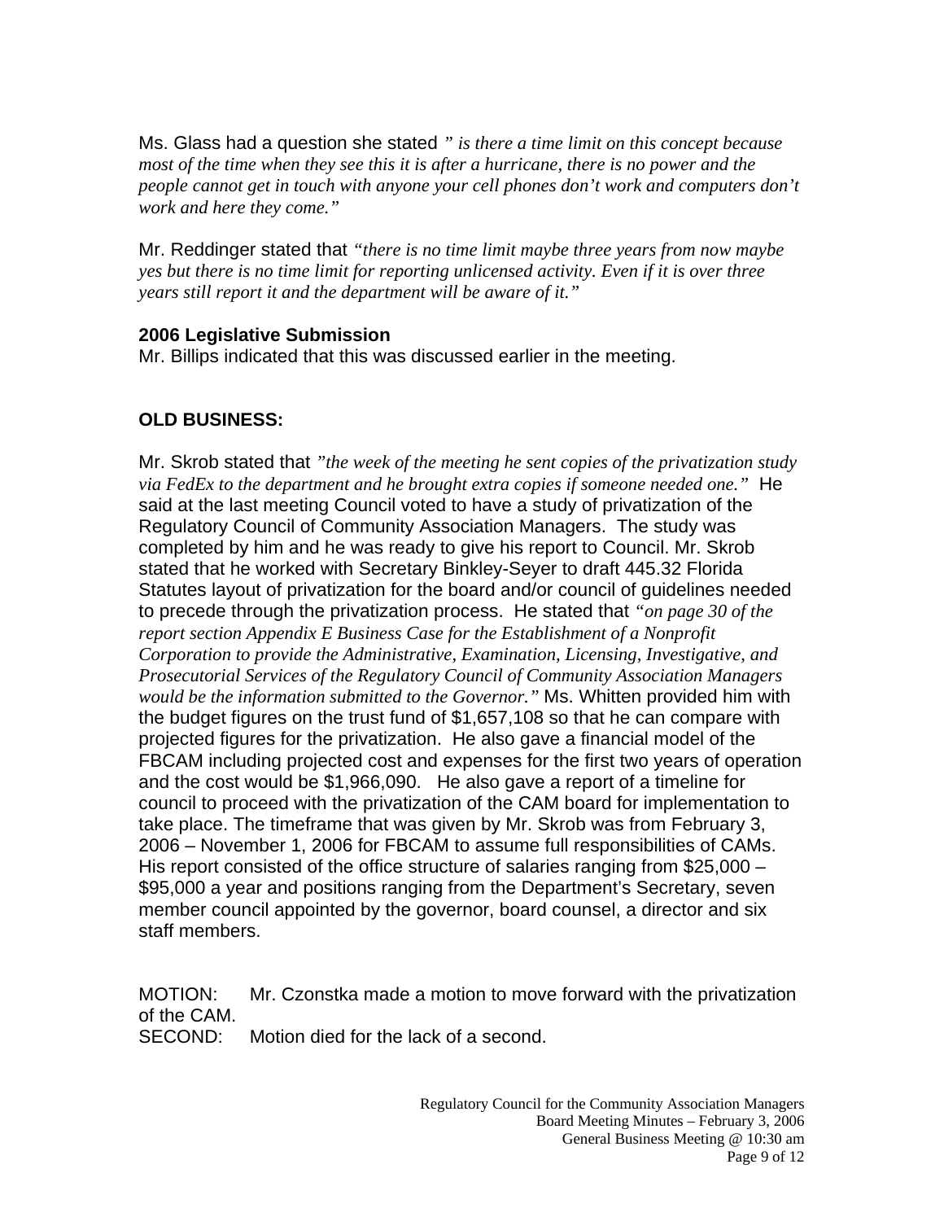Ms. Glass had a question she stated *" is there a time limit on this concept because most of the time when they see this it is after a hurricane, there is no power and the people cannot get in touch with anyone your cell phones don't work and computers don't work and here they come."*

Mr. Reddinger stated that *"there is no time limit maybe three years from now maybe yes but there is no time limit for reporting unlicensed activity. Even if it is over three years still report it and the department will be aware of it."*

**2006 Legislative Submission**
Mr. Billips indicated that this was discussed earlier in the meeting.

**OLD BUSINESS:**

Mr. Skrob stated that *"the week of the meeting he sent copies of the privatization study via FedEx to the department and he brought extra copies if someone needed one."* He said at the last meeting Council voted to have a study of privatization of the Regulatory Council of Community Association Managers. The study was completed by him and he was ready to give his report to Council. Mr. Skrob stated that he worked with Secretary Binkley-Seyer to draft 445.32 Florida Statutes layout of privatization for the board and/or council of guidelines needed to precede through the privatization process. He stated that *"on page 30 of the report section Appendix E Business Case for the Establishment of a Nonprofit Corporation to provide the Administrative, Examination, Licensing, Investigative, and Prosecutorial Services of the Regulatory Council of Community Association Managers would be the information submitted to the Governor."* Ms. Whitten provided him with the budget figures on the trust fund of $1,657,108 so that he can compare with projected figures for the privatization. He also gave a financial model of the FBCAM including projected cost and expenses for the first two years of operation and the cost would be $1,966,090. He also gave a report of a timeline for council to proceed with the privatization of the CAM board for implementation to take place. The timeframe that was given by Mr. Skrob was from February 3, 2006 – November 1, 2006 for FBCAM to assume full responsibilities of CAMs. His report consisted of the office structure of salaries ranging from $25,000 – $95,000 a year and positions ranging from the Department's Secretary, seven member council appointed by the governor, board counsel, a director and six staff members.

MOTION: Mr. Czonstka made a motion to move forward with the privatization of the CAM.
SECOND: Motion died for the lack of a second.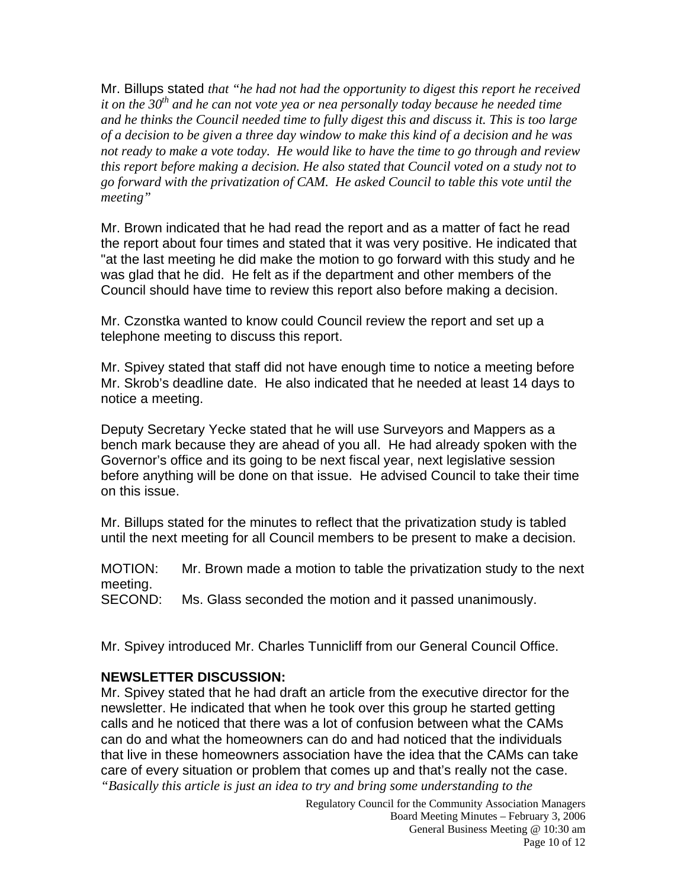Mr. Billups stated *that "he had not had the opportunity to digest this report he received it on the 30th and he can not vote yea or nea personally today because he needed time and he thinks the Council needed time to fully digest this and discuss it. This is too large of a decision to be given a three day window to make this kind of a decision and he was not ready to make a vote today. He would like to have the time to go through and review this report before making a decision. He also stated that Council voted on a study not to go forward with the privatization of CAM. He asked Council to table this vote until the meeting"*

Mr. Brown indicated that he had read the report and as a matter of fact he read the report about four times and stated that it was very positive. He indicated that "at the last meeting he did make the motion to go forward with this study and he was glad that he did. He felt as if the department and other members of the Council should have time to review this report also before making a decision.

Mr. Czonstka wanted to know could Council review the report and set up a telephone meeting to discuss this report.

Mr. Spivey stated that staff did not have enough time to notice a meeting before Mr. Skrob's deadline date. He also indicated that he needed at least 14 days to notice a meeting.

Deputy Secretary Yecke stated that he will use Surveyors and Mappers as a bench mark because they are ahead of you all. He had already spoken with the Governor's office and its going to be next fiscal year, next legislative session before anything will be done on that issue. He advised Council to take their time on this issue.

Mr. Billups stated for the minutes to reflect that the privatization study is tabled until the next meeting for all Council members to be present to make a decision.

MOTION: Mr. Brown made a motion to table the privatization study to the next meeting.
SECOND: Ms. Glass seconded the motion and it passed unanimously.

Mr. Spivey introduced Mr. Charles Tunnicliff from our General Council Office.

**NEWSLETTER DISCUSSION:**
Mr. Spivey stated that he had draft an article from the executive director for the newsletter. He indicated that when he took over this group he started getting calls and he noticed that there was a lot of confusion between what the CAMs can do and what the homeowners can do and had noticed that the individuals that live in these homeowners association have the idea that the CAMs can take care of every situation or problem that comes up and that's really not the case. *"Basically this article is just an idea to try and bring some understanding to the*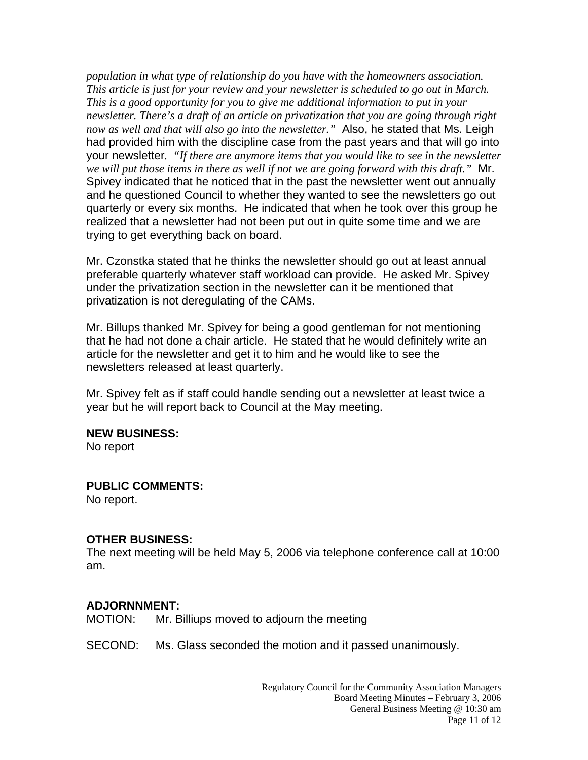*population in what type of relationship do you have with the homeowners association. This article is just for your review and your newsletter is scheduled to go out in March. This is a good opportunity for you to give me additional information to put in your newsletter. There's a draft of an article on privatization that you are going through right now as well and that will also go into the newsletter."* Also, he stated that Ms. Leigh had provided him with the discipline case from the past years and that will go into your newsletter. *"If there are anymore items that you would like to see in the newsletter we will put those items in there as well if not we are going forward with this draft."* Mr. Spivey indicated that he noticed that in the past the newsletter went out annually and he questioned Council to whether they wanted to see the newsletters go out quarterly or every six months. He indicated that when he took over this group he realized that a newsletter had not been put out in quite some time and we are trying to get everything back on board.

Mr. Czonstka stated that he thinks the newsletter should go out at least annual preferable quarterly whatever staff workload can provide. He asked Mr. Spivey under the privatization section in the newsletter can it be mentioned that privatization is not deregulating of the CAMs.

Mr. Billups thanked Mr. Spivey for being a good gentleman for not mentioning that he had not done a chair article. He stated that he would definitely write an article for the newsletter and get it to him and he would like to see the newsletters released at least quarterly.

Mr. Spivey felt as if staff could handle sending out a newsletter at least twice a year but he will report back to Council at the May meeting.

**NEW BUSINESS:**
No report

**PUBLIC COMMENTS:**
No report.

**OTHER BUSINESS:**
The next meeting will be held May 5, 2006 via telephone conference call at 10:00 am.

**ADJORNNMENT:**

MOTION: Mr. Billiups moved to adjourn the meeting

SECOND: Ms. Glass seconded the motion and it passed unanimously.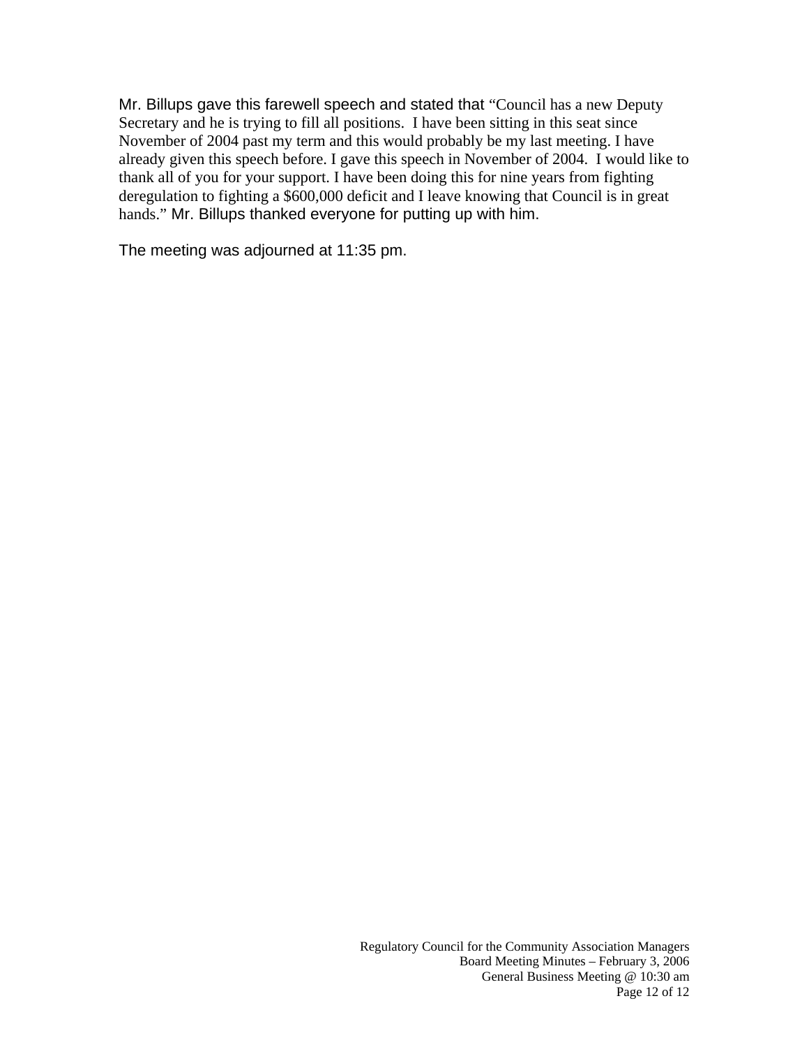Mr. Billups gave this farewell speech and stated that "Council has a new Deputy Secretary and he is trying to fill all positions. I have been sitting in this seat since November of 2004 past my term and this would probably be my last meeting. I have already given this speech before. I gave this speech in November of 2004. I would like to thank all of you for your support. I have been doing this for nine years from fighting deregulation to fighting a $600,000 deficit and I leave knowing that Council is in great hands." Mr. Billups thanked everyone for putting up with him.

The meeting was adjourned at 11:35 pm.